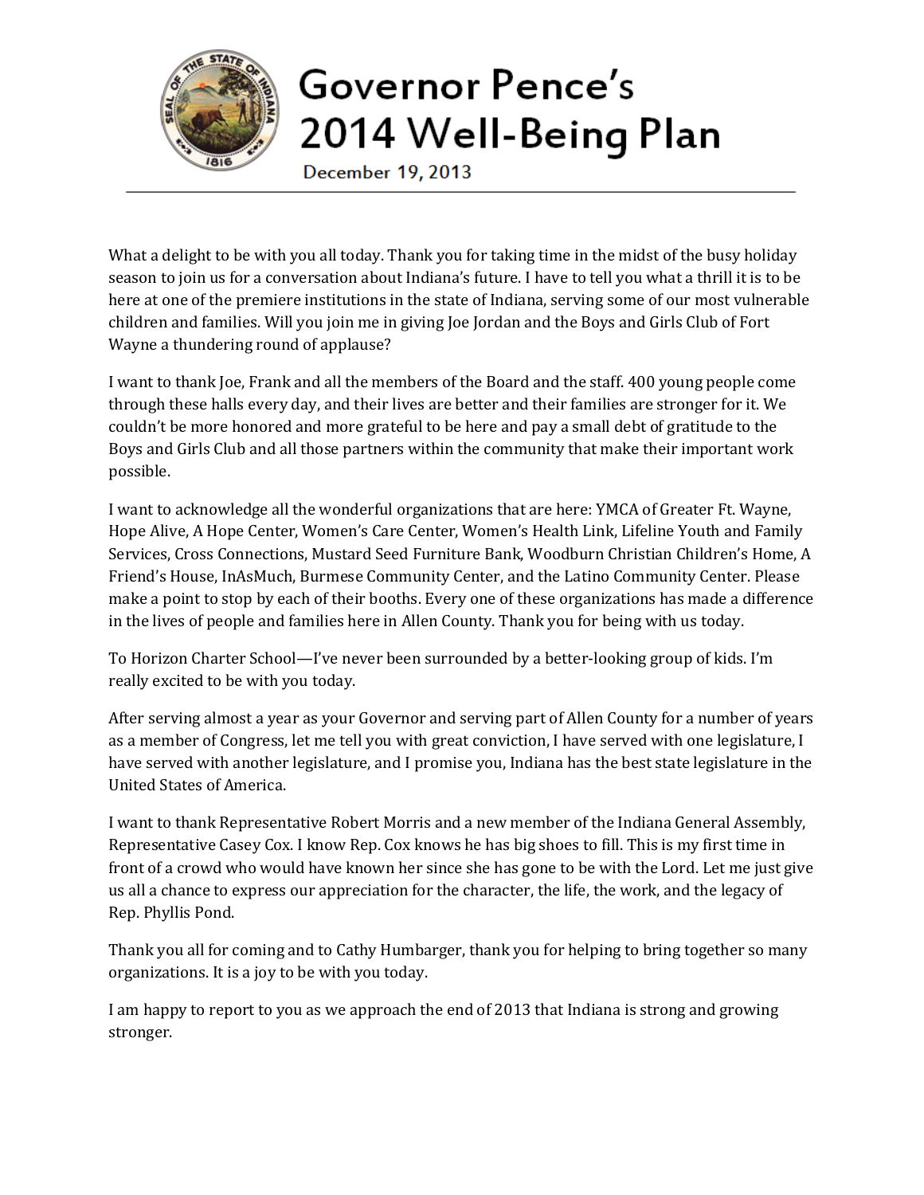# Governor Pence's 2014 Well-Being Plan

December 19, 2013

---

What a delight to be with you all today. Thank you for taking time in the midst of the busy holiday season to join us for a conversation about Indiana's future. I have to tell you what a thrill it is to be here at one of the premiere institutions in the state of Indiana, serving some of our most vulnerable children and families. Will you join me in giving Joe Jordan and the Boys and Girls Club of Fort Wayne a thundering round of applause?

I want to thank Joe, Frank and all the members of the Board and the staff. 400 young people come through these halls every day, and their lives are better and their families are stronger for it. We couldn't be more honored and more grateful to be here and pay a small debt of gratitude to the Boys and Girls Club and all those partners within the community that make their important work possible.

I want to acknowledge all the wonderful organizations that are here: YMCA of Greater Ft. Wayne, Hope Alive, A Hope Center, Women's Care Center, Women's Health Link, Lifeline Youth and Family Services, Cross Connections, Mustard Seed Furniture Bank, Woodburn Christian Children's Home, A Friend's House, InAsMuch, Burmese Community Center, and the Latino Community Center. Please make a point to stop by each of their booths. Every one of these organizations has made a difference in the lives of people and families here in Allen County. Thank you for being with us today.

To Horizon Charter School—I've never been surrounded by a better-looking group of kids. I'm really excited to be with you today.

After serving almost a year as your Governor and serving part of Allen County for a number of years as a member of Congress, let me tell you with great conviction, I have served with one legislature, I have served with another legislature, and I promise you, Indiana has the best state legislature in the United States of America.

I want to thank Representative Robert Morris and a new member of the Indiana General Assembly, Representative Casey Cox. I know Rep. Cox knows he has big shoes to fill. This is my first time in front of a crowd who would have known her since she has gone to be with the Lord. Let me just give us all a chance to express our appreciation for the character, the life, the work, and the legacy of Rep. Phyllis Pond.

Thank you all for coming and to Cathy Humbarger, thank you for helping to bring together so many organizations. It is a joy to be with you today.

I am happy to report to you as we approach the end of 2013 that Indiana is strong and growing stronger.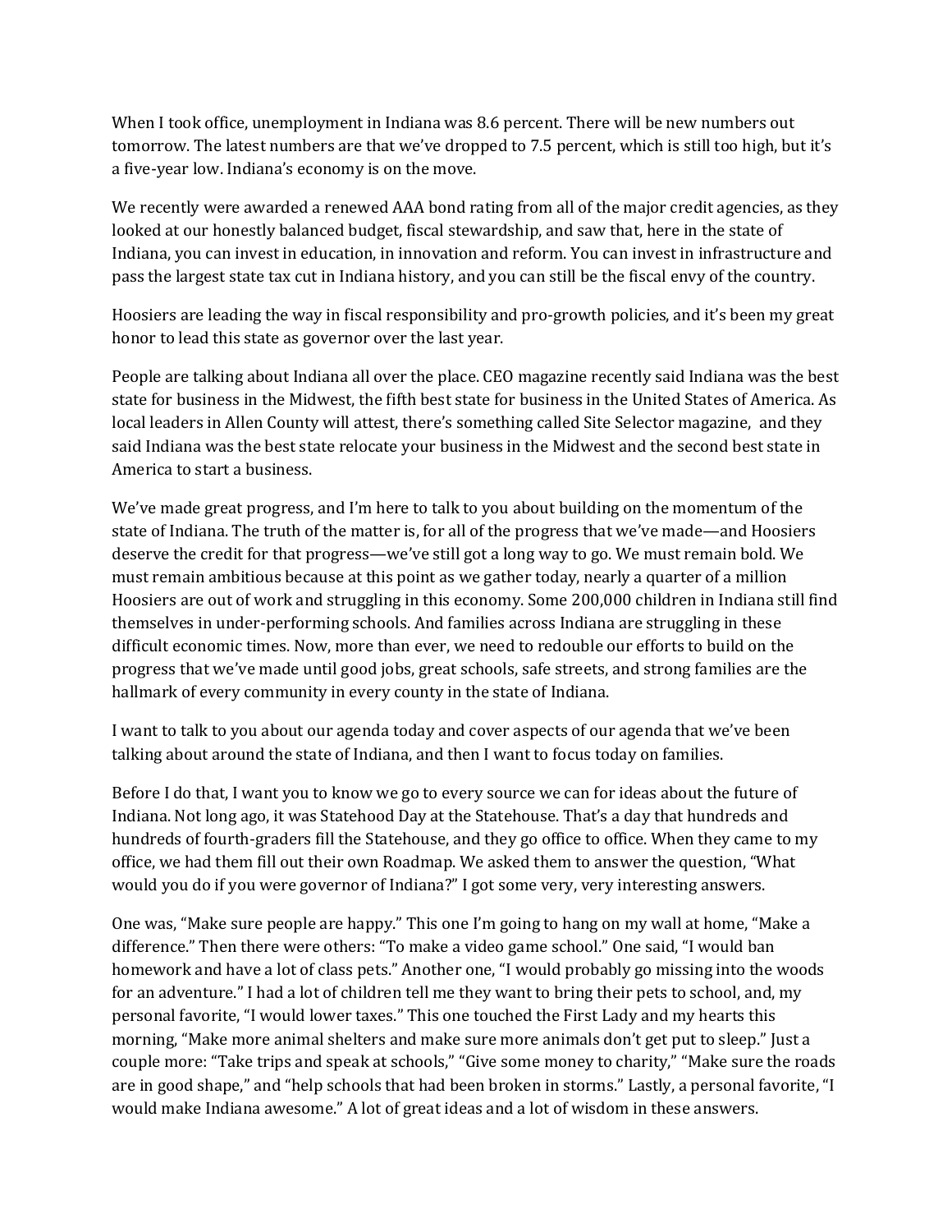When I took office, unemployment in Indiana was 8.6 percent. There will be new numbers out tomorrow. The latest numbers are that we've dropped to 7.5 percent, which is still too high, but it's a five-year low. Indiana's economy is on the move.

We recently were awarded a renewed AAA bond rating from all of the major credit agencies, as they looked at our honestly balanced budget, fiscal stewardship, and saw that, here in the state of Indiana, you can invest in education, in innovation and reform. You can invest in infrastructure and pass the largest state tax cut in Indiana history, and you can still be the fiscal envy of the country.

Hoosiers are leading the way in fiscal responsibility and pro-growth policies, and it's been my great honor to lead this state as governor over the last year.

People are talking about Indiana all over the place. CEO magazine recently said Indiana was the best state for business in the Midwest, the fifth best state for business in the United States of America. As local leaders in Allen County will attest, there's something called Site Selector magazine, and they said Indiana was the best state relocate your business in the Midwest and the second best state in America to start a business.

We've made great progress, and I'm here to talk to you about building on the momentum of the state of Indiana. The truth of the matter is, for all of the progress that we've made—and Hoosiers deserve the credit for that progress—we've still got a long way to go. We must remain bold. We must remain ambitious because at this point as we gather today, nearly a quarter of a million Hoosiers are out of work and struggling in this economy. Some 200,000 children in Indiana still find themselves in under-performing schools. And families across Indiana are struggling in these difficult economic times. Now, more than ever, we need to redouble our efforts to build on the progress that we've made until good jobs, great schools, safe streets, and strong families are the hallmark of every community in every county in the state of Indiana.

I want to talk to you about our agenda today and cover aspects of our agenda that we've been talking about around the state of Indiana, and then I want to focus today on families.

Before I do that, I want you to know we go to every source we can for ideas about the future of Indiana. Not long ago, it was Statehood Day at the Statehouse. That's a day that hundreds and hundreds of fourth-graders fill the Statehouse, and they go office to office. When they came to my office, we had them fill out their own Roadmap. We asked them to answer the question, "What would you do if you were governor of Indiana?" I got some very, very interesting answers.

One was, "Make sure people are happy." This one I'm going to hang on my wall at home, "Make a difference." Then there were others: "To make a video game school." One said, "I would ban homework and have a lot of class pets." Another one, "I would probably go missing into the woods for an adventure." I had a lot of children tell me they want to bring their pets to school, and, my personal favorite, "I would lower taxes." This one touched the First Lady and my hearts this morning, "Make more animal shelters and make sure more animals don't get put to sleep." Just a couple more: "Take trips and speak at schools," "Give some money to charity," "Make sure the roads are in good shape," and "help schools that had been broken in storms." Lastly, a personal favorite, "I would make Indiana awesome." A lot of great ideas and a lot of wisdom in these answers.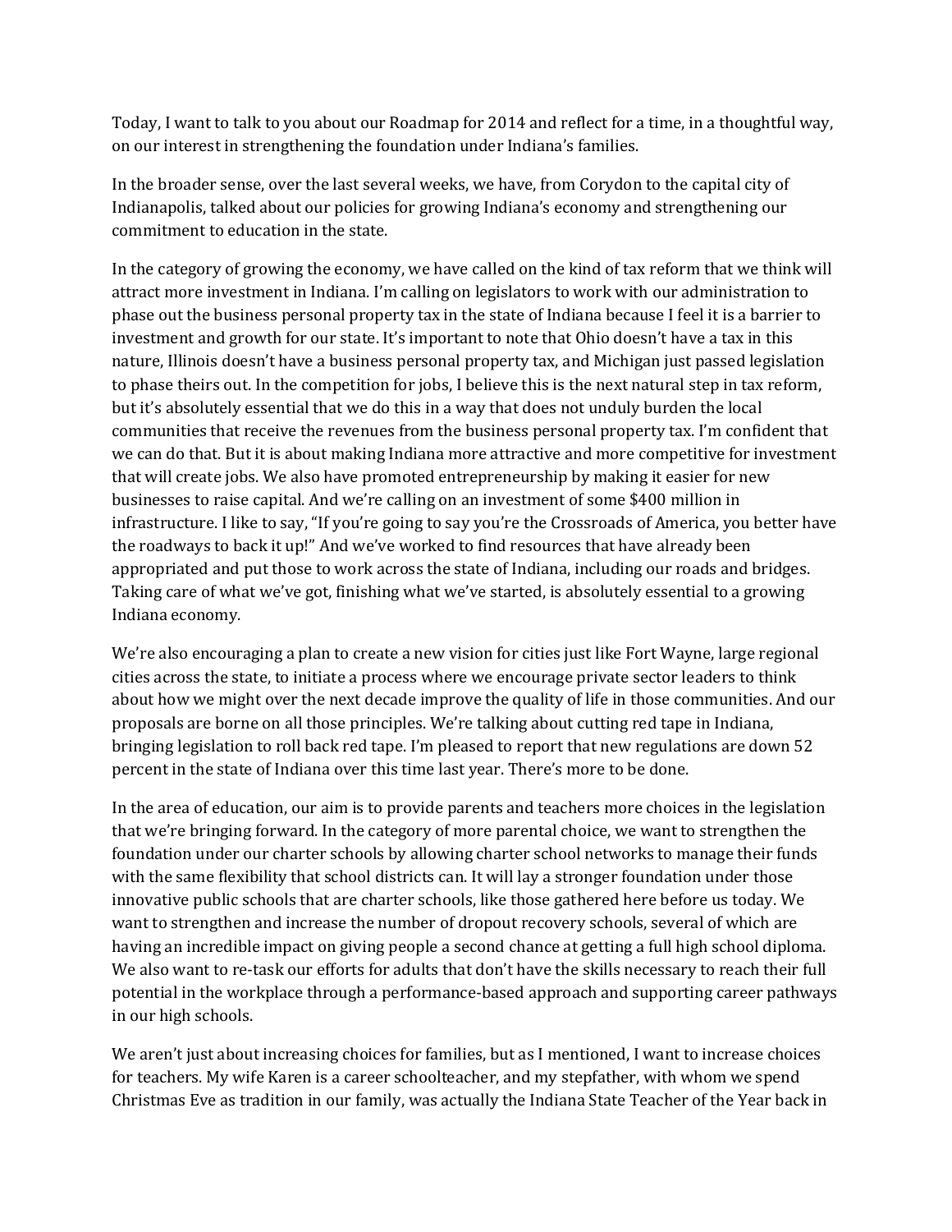Today, I want to talk to you about our Roadmap for 2014 and reflect for a time, in a thoughtful way, on our interest in strengthening the foundation under Indiana's families.

In the broader sense, over the last several weeks, we have, from Corydon to the capital city of Indianapolis, talked about our policies for growing Indiana's economy and strengthening our commitment to education in the state.

In the category of growing the economy, we have called on the kind of tax reform that we think will attract more investment in Indiana. I'm calling on legislators to work with our administration to phase out the business personal property tax in the state of Indiana because I feel it is a barrier to investment and growth for our state. It's important to note that Ohio doesn't have a tax in this nature, Illinois doesn't have a business personal property tax, and Michigan just passed legislation to phase theirs out. In the competition for jobs, I believe this is the next natural step in tax reform, but it's absolutely essential that we do this in a way that does not unduly burden the local communities that receive the revenues from the business personal property tax. I'm confident that we can do that. But it is about making Indiana more attractive and more competitive for investment that will create jobs. We also have promoted entrepreneurship by making it easier for new businesses to raise capital. And we're calling on an investment of some $400 million in infrastructure. I like to say, "If you're going to say you're the Crossroads of America, you better have the roadways to back it up!" And we've worked to find resources that have already been appropriated and put those to work across the state of Indiana, including our roads and bridges. Taking care of what we've got, finishing what we've started, is absolutely essential to a growing Indiana economy.

We're also encouraging a plan to create a new vision for cities just like Fort Wayne, large regional cities across the state, to initiate a process where we encourage private sector leaders to think about how we might over the next decade improve the quality of life in those communities. And our proposals are borne on all those principles. We're talking about cutting red tape in Indiana, bringing legislation to roll back red tape. I'm pleased to report that new regulations are down 52 percent in the state of Indiana over this time last year. There's more to be done.

In the area of education, our aim is to provide parents and teachers more choices in the legislation that we're bringing forward. In the category of more parental choice, we want to strengthen the foundation under our charter schools by allowing charter school networks to manage their funds with the same flexibility that school districts can. It will lay a stronger foundation under those innovative public schools that are charter schools, like those gathered here before us today. We want to strengthen and increase the number of dropout recovery schools, several of which are having an incredible impact on giving people a second chance at getting a full high school diploma. We also want to re-task our efforts for adults that don't have the skills necessary to reach their full potential in the workplace through a performance-based approach and supporting career pathways in our high schools.

We aren't just about increasing choices for families, but as I mentioned, I want to increase choices for teachers. My wife Karen is a career schoolteacher, and my stepfather, with whom we spend Christmas Eve as tradition in our family, was actually the Indiana State Teacher of the Year back in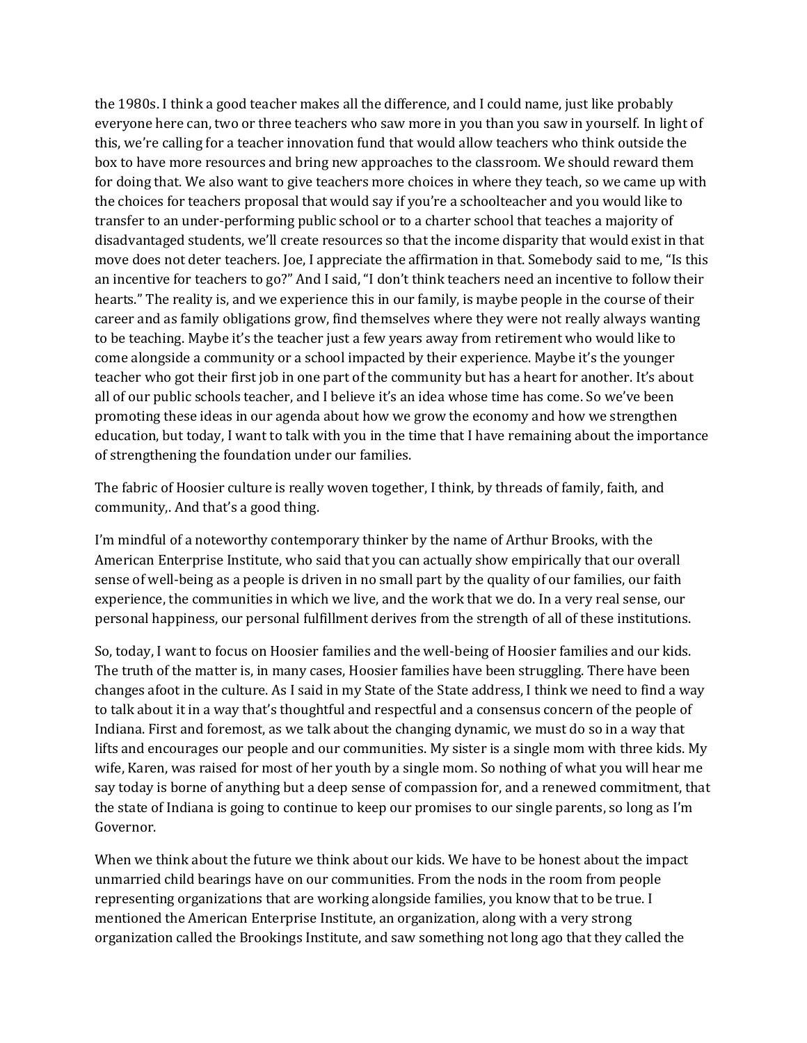the 1980s. I think a good teacher makes all the difference, and I could name, just like probably everyone here can, two or three teachers who saw more in you than you saw in yourself. In light of this, we're calling for a teacher innovation fund that would allow teachers who think outside the box to have more resources and bring new approaches to the classroom. We should reward them for doing that. We also want to give teachers more choices in where they teach, so we came up with the choices for teachers proposal that would say if you're a schoolteacher and you would like to transfer to an under-performing public school or to a charter school that teaches a majority of disadvantaged students, we'll create resources so that the income disparity that would exist in that move does not deter teachers. Joe, I appreciate the affirmation in that. Somebody said to me, "Is this an incentive for teachers to go?" And I said, "I don't think teachers need an incentive to follow their hearts." The reality is, and we experience this in our family, is maybe people in the course of their career and as family obligations grow, find themselves where they were not really always wanting to be teaching. Maybe it's the teacher just a few years away from retirement who would like to come alongside a community or a school impacted by their experience. Maybe it's the younger teacher who got their first job in one part of the community but has a heart for another. It's about all of our public schools teacher, and I believe it's an idea whose time has come. So we've been promoting these ideas in our agenda about how we grow the economy and how we strengthen education, but today, I want to talk with you in the time that I have remaining about the importance of strengthening the foundation under our families.

The fabric of Hoosier culture is really woven together, I think, by threads of family, faith, and community,. And that's a good thing.

I'm mindful of a noteworthy contemporary thinker by the name of Arthur Brooks, with the American Enterprise Institute, who said that you can actually show empirically that our overall sense of well-being as a people is driven in no small part by the quality of our families, our faith experience, the communities in which we live, and the work that we do. In a very real sense, our personal happiness, our personal fulfillment derives from the strength of all of these institutions.

So, today, I want to focus on Hoosier families and the well-being of Hoosier families and our kids. The truth of the matter is, in many cases, Hoosier families have been struggling. There have been changes afoot in the culture. As I said in my State of the State address, I think we need to find a way to talk about it in a way that's thoughtful and respectful and a consensus concern of the people of Indiana. First and foremost, as we talk about the changing dynamic, we must do so in a way that lifts and encourages our people and our communities. My sister is a single mom with three kids. My wife, Karen, was raised for most of her youth by a single mom. So nothing of what you will hear me say today is borne of anything but a deep sense of compassion for, and a renewed commitment, that the state of Indiana is going to continue to keep our promises to our single parents, so long as I'm Governor.

When we think about the future we think about our kids. We have to be honest about the impact unmarried child bearings have on our communities. From the nods in the room from people representing organizations that are working alongside families, you know that to be true. I mentioned the American Enterprise Institute, an organization, along with a very strong organization called the Brookings Institute, and saw something not long ago that they called the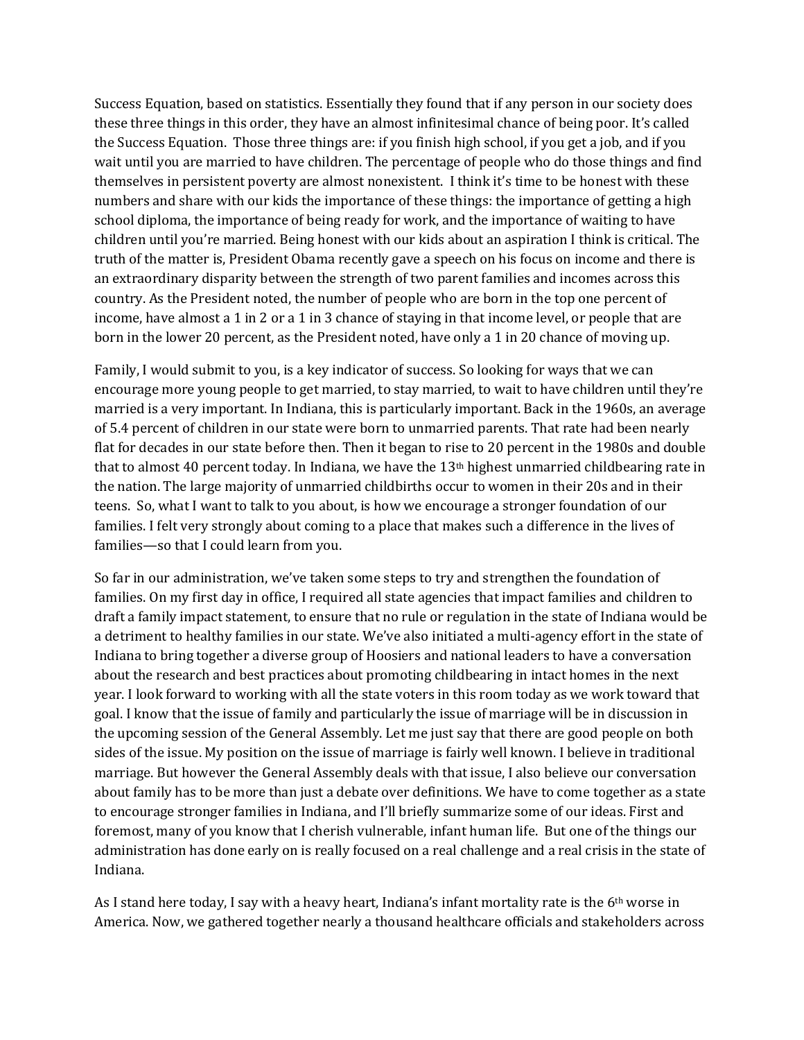Success Equation, based on statistics. Essentially they found that if any person in our society does these three things in this order, they have an almost infinitesimal chance of being poor. It's called the Success Equation. Those three things are: if you finish high school, if you get a job, and if you wait until you are married to have children. The percentage of people who do those things and find themselves in persistent poverty are almost nonexistent. I think it's time to be honest with these numbers and share with our kids the importance of these things: the importance of getting a high school diploma, the importance of being ready for work, and the importance of waiting to have children until you're married. Being honest with our kids about an aspiration I think is critical. The truth of the matter is, President Obama recently gave a speech on his focus on income and there is an extraordinary disparity between the strength of two parent families and incomes across this country. As the President noted, the number of people who are born in the top one percent of income, have almost a 1 in 2 or a 1 in 3 chance of staying in that income level, or people that are born in the lower 20 percent, as the President noted, have only a 1 in 20 chance of moving up.

Family, I would submit to you, is a key indicator of success. So looking for ways that we can encourage more young people to get married, to stay married, to wait to have children until they're married is a very important. In Indiana, this is particularly important. Back in the 1960s, an average of 5.4 percent of children in our state were born to unmarried parents. That rate had been nearly flat for decades in our state before then. Then it began to rise to 20 percent in the 1980s and double that to almost 40 percent today. In Indiana, we have the 13th highest unmarried childbearing rate in the nation. The large majority of unmarried childbirths occur to women in their 20s and in their teens. So, what I want to talk to you about, is how we encourage a stronger foundation of our families. I felt very strongly about coming to a place that makes such a difference in the lives of families—so that I could learn from you.

So far in our administration, we've taken some steps to try and strengthen the foundation of families. On my first day in office, I required all state agencies that impact families and children to draft a family impact statement, to ensure that no rule or regulation in the state of Indiana would be a detriment to healthy families in our state. We've also initiated a multi-agency effort in the state of Indiana to bring together a diverse group of Hoosiers and national leaders to have a conversation about the research and best practices about promoting childbearing in intact homes in the next year. I look forward to working with all the state voters in this room today as we work toward that goal. I know that the issue of family and particularly the issue of marriage will be in discussion in the upcoming session of the General Assembly. Let me just say that there are good people on both sides of the issue. My position on the issue of marriage is fairly well known. I believe in traditional marriage. But however the General Assembly deals with that issue, I also believe our conversation about family has to be more than just a debate over definitions. We have to come together as a state to encourage stronger families in Indiana, and I'll briefly summarize some of our ideas. First and foremost, many of you know that I cherish vulnerable, infant human life. But one of the things our administration has done early on is really focused on a real challenge and a real crisis in the state of Indiana.

As I stand here today, I say with a heavy heart, Indiana's infant mortality rate is the 6th worse in America. Now, we gathered together nearly a thousand healthcare officials and stakeholders across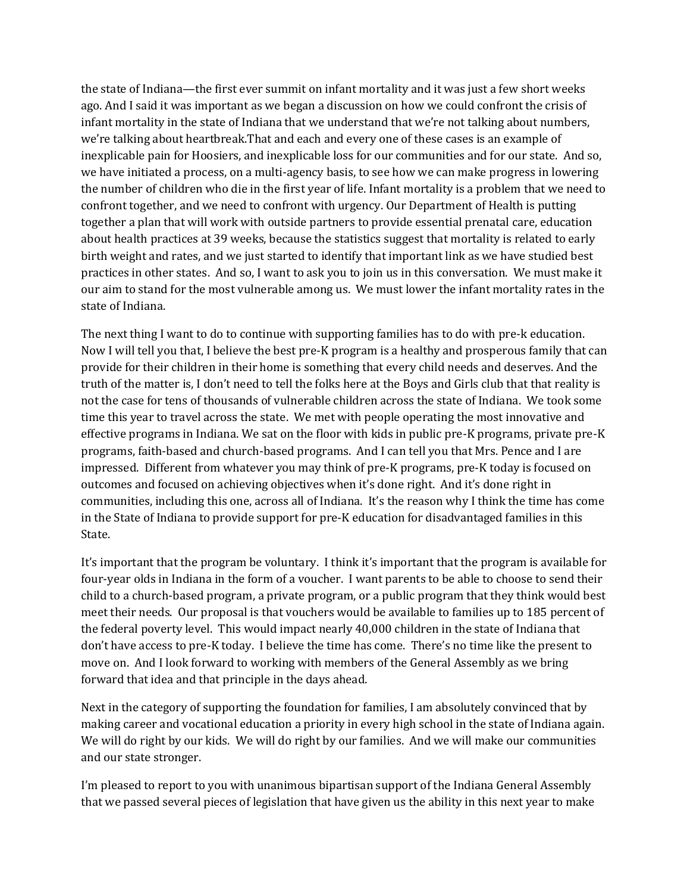the state of Indiana—the first ever summit on infant mortality and it was just a few short weeks ago. And I said it was important as we began a discussion on how we could confront the crisis of infant mortality in the state of Indiana that we understand that we're not talking about numbers, we're talking about heartbreak.That and each and every one of these cases is an example of inexplicable pain for Hoosiers, and inexplicable loss for our communities and for our state. And so, we have initiated a process, on a multi-agency basis, to see how we can make progress in lowering the number of children who die in the first year of life. Infant mortality is a problem that we need to confront together, and we need to confront with urgency. Our Department of Health is putting together a plan that will work with outside partners to provide essential prenatal care, education about health practices at 39 weeks, because the statistics suggest that mortality is related to early birth weight and rates, and we just started to identify that important link as we have studied best practices in other states. And so, I want to ask you to join us in this conversation. We must make it our aim to stand for the most vulnerable among us. We must lower the infant mortality rates in the state of Indiana.

The next thing I want to do to continue with supporting families has to do with pre-k education. Now I will tell you that, I believe the best pre-K program is a healthy and prosperous family that can provide for their children in their home is something that every child needs and deserves. And the truth of the matter is, I don't need to tell the folks here at the Boys and Girls club that that reality is not the case for tens of thousands of vulnerable children across the state of Indiana. We took some time this year to travel across the state. We met with people operating the most innovative and effective programs in Indiana. We sat on the floor with kids in public pre-K programs, private pre-K programs, faith-based and church-based programs. And I can tell you that Mrs. Pence and I are impressed. Different from whatever you may think of pre-K programs, pre-K today is focused on outcomes and focused on achieving objectives when it's done right. And it's done right in communities, including this one, across all of Indiana. It's the reason why I think the time has come in the State of Indiana to provide support for pre-K education for disadvantaged families in this State.

It's important that the program be voluntary. I think it's important that the program is available for four-year olds in Indiana in the form of a voucher. I want parents to be able to choose to send their child to a church-based program, a private program, or a public program that they think would best meet their needs. Our proposal is that vouchers would be available to families up to 185 percent of the federal poverty level. This would impact nearly 40,000 children in the state of Indiana that don't have access to pre-K today. I believe the time has come. There's no time like the present to move on. And I look forward to working with members of the General Assembly as we bring forward that idea and that principle in the days ahead.

Next in the category of supporting the foundation for families, I am absolutely convinced that by making career and vocational education a priority in every high school in the state of Indiana again. We will do right by our kids. We will do right by our families. And we will make our communities and our state stronger.

I'm pleased to report to you with unanimous bipartisan support of the Indiana General Assembly that we passed several pieces of legislation that have given us the ability in this next year to make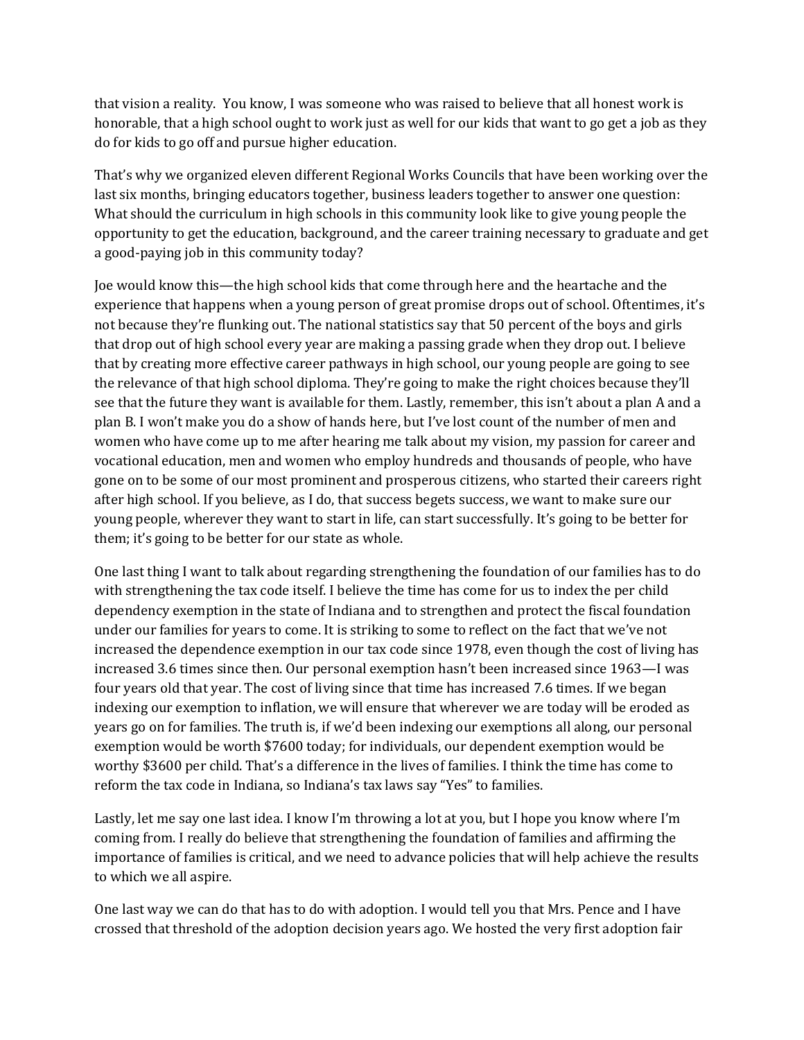that vision a reality. You know, I was someone who was raised to believe that all honest work is honorable, that a high school ought to work just as well for our kids that want to go get a job as they do for kids to go off and pursue higher education.

That's why we organized eleven different Regional Works Councils that have been working over the last six months, bringing educators together, business leaders together to answer one question: What should the curriculum in high schools in this community look like to give young people the opportunity to get the education, background, and the career training necessary to graduate and get a good-paying job in this community today?

Joe would know this—the high school kids that come through here and the heartache and the experience that happens when a young person of great promise drops out of school. Oftentimes, it's not because they're flunking out. The national statistics say that 50 percent of the boys and girls that drop out of high school every year are making a passing grade when they drop out. I believe that by creating more effective career pathways in high school, our young people are going to see the relevance of that high school diploma. They're going to make the right choices because they'll see that the future they want is available for them. Lastly, remember, this isn't about a plan A and a plan B. I won't make you do a show of hands here, but I've lost count of the number of men and women who have come up to me after hearing me talk about my vision, my passion for career and vocational education, men and women who employ hundreds and thousands of people, who have gone on to be some of our most prominent and prosperous citizens, who started their careers right after high school. If you believe, as I do, that success begets success, we want to make sure our young people, wherever they want to start in life, can start successfully. It's going to be better for them; it's going to be better for our state as whole.

One last thing I want to talk about regarding strengthening the foundation of our families has to do with strengthening the tax code itself. I believe the time has come for us to index the per child dependency exemption in the state of Indiana and to strengthen and protect the fiscal foundation under our families for years to come. It is striking to some to reflect on the fact that we've not increased the dependence exemption in our tax code since 1978, even though the cost of living has increased 3.6 times since then. Our personal exemption hasn't been increased since 1963—I was four years old that year. The cost of living since that time has increased 7.6 times. If we began indexing our exemption to inflation, we will ensure that wherever we are today will be eroded as years go on for families. The truth is, if we'd been indexing our exemptions all along, our personal exemption would be worth $7600 today; for individuals, our dependent exemption would be worthy $3600 per child. That's a difference in the lives of families. I think the time has come to reform the tax code in Indiana, so Indiana's tax laws say "Yes" to families.

Lastly, let me say one last idea. I know I'm throwing a lot at you, but I hope you know where I'm coming from. I really do believe that strengthening the foundation of families and affirming the importance of families is critical, and we need to advance policies that will help achieve the results to which we all aspire.

One last way we can do that has to do with adoption. I would tell you that Mrs. Pence and I have crossed that threshold of the adoption decision years ago. We hosted the very first adoption fair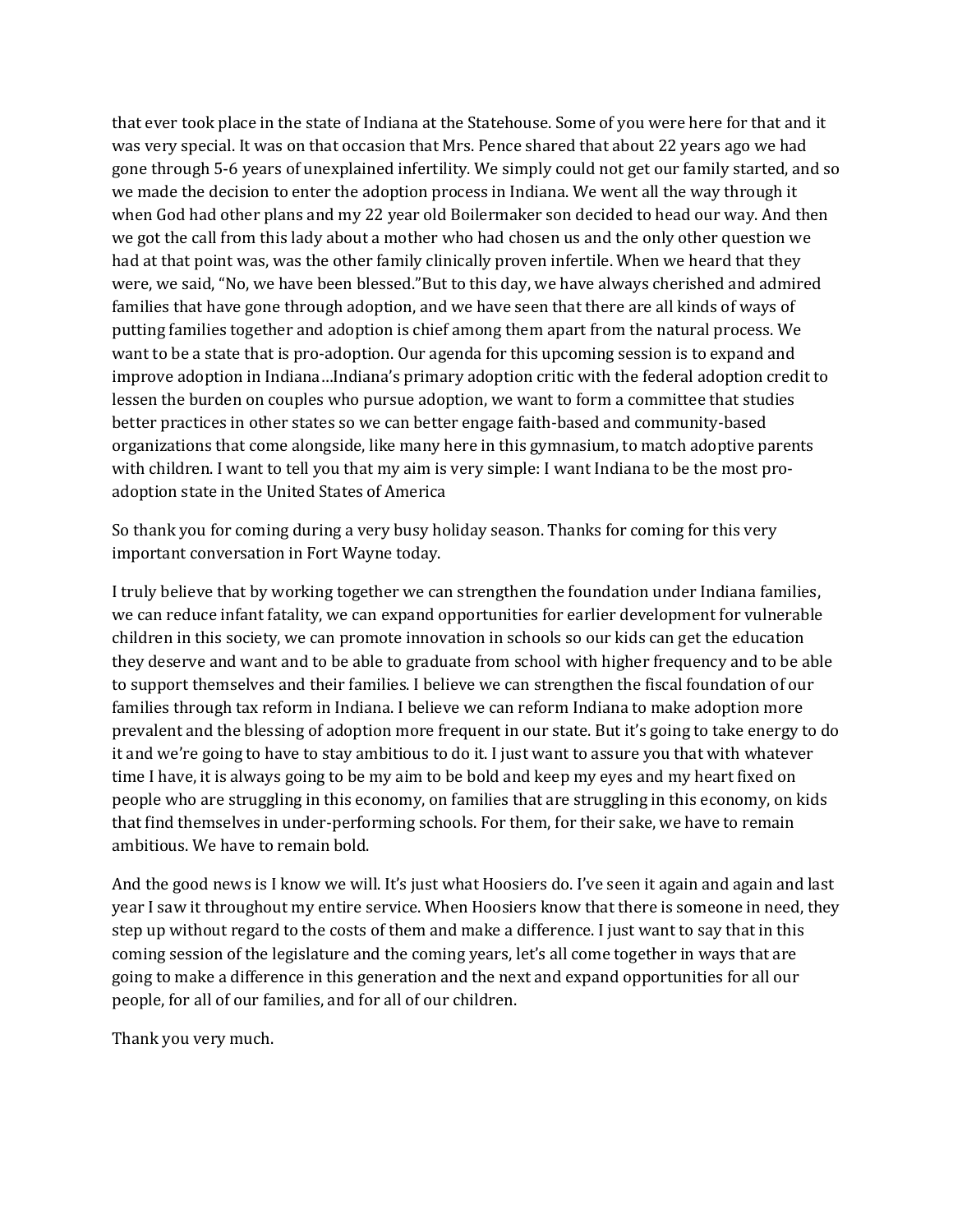that ever took place in the state of Indiana at the Statehouse. Some of you were here for that and it was very special. It was on that occasion that Mrs. Pence shared that about 22 years ago we had gone through 5-6 years of unexplained infertility. We simply could not get our family started, and so we made the decision to enter the adoption process in Indiana. We went all the way through it when God had other plans and my 22 year old Boilermaker son decided to head our way. And then we got the call from this lady about a mother who had chosen us and the only other question we had at that point was, was the other family clinically proven infertile. When we heard that they were, we said, "No, we have been blessed."But to this day, we have always cherished and admired families that have gone through adoption, and we have seen that there are all kinds of ways of putting families together and adoption is chief among them apart from the natural process. We want to be a state that is pro-adoption. Our agenda for this upcoming session is to expand and improve adoption in Indiana…Indiana's primary adoption critic with the federal adoption credit to lessen the burden on couples who pursue adoption, we want to form a committee that studies better practices in other states so we can better engage faith-based and community-based organizations that come alongside, like many here in this gymnasium, to match adoptive parents with children. I want to tell you that my aim is very simple: I want Indiana to be the most pro-adoption state in the United States of America

So thank you for coming during a very busy holiday season. Thanks for coming for this very important conversation in Fort Wayne today.

I truly believe that by working together we can strengthen the foundation under Indiana families, we can reduce infant fatality, we can expand opportunities for earlier development for vulnerable children in this society, we can promote innovation in schools so our kids can get the education they deserve and want and to be able to graduate from school with higher frequency and to be able to support themselves and their families. I believe we can strengthen the fiscal foundation of our families through tax reform in Indiana. I believe we can reform Indiana to make adoption more prevalent and the blessing of adoption more frequent in our state. But it's going to take energy to do it and we're going to have to stay ambitious to do it. I just want to assure you that with whatever time I have, it is always going to be my aim to be bold and keep my eyes and my heart fixed on people who are struggling in this economy, on families that are struggling in this economy, on kids that find themselves in under-performing schools. For them, for their sake, we have to remain ambitious. We have to remain bold.

And the good news is I know we will. It's just what Hoosiers do. I've seen it again and again and last year I saw it throughout my entire service. When Hoosiers know that there is someone in need, they step up without regard to the costs of them and make a difference. I just want to say that in this coming session of the legislature and the coming years, let's all come together in ways that are going to make a difference in this generation and the next and expand opportunities for all our people, for all of our families, and for all of our children.

Thank you very much.